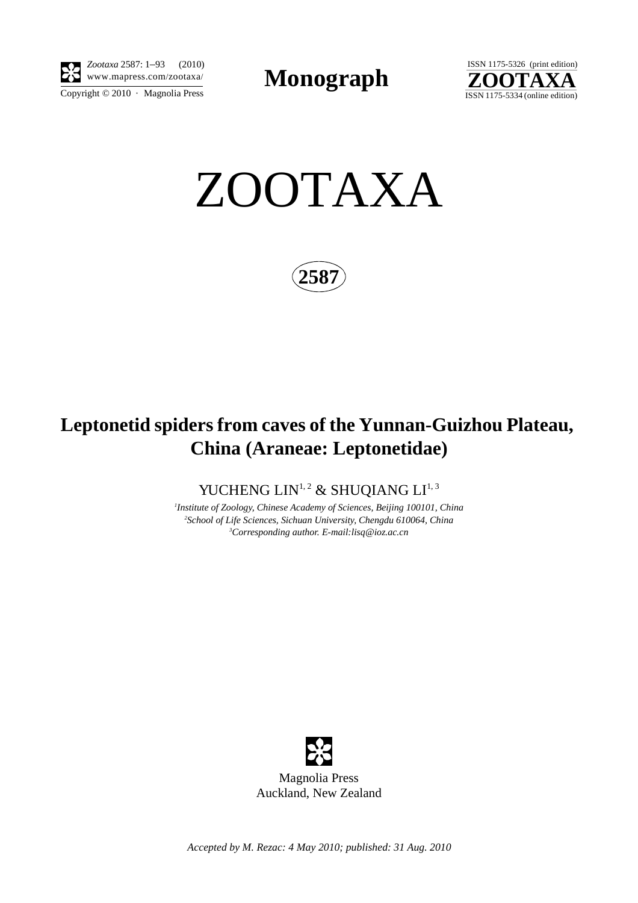**Monograph**

# ZOOTAXA

**2587**

## Leptonetid spiders from caves of the Yunnan-Guizhou Plateau, China (Araneae: Leptonetidae)

YUCHENG LIN[1,2] & SHUQIANG LI[1,3]

[1]*Institute of Zoology, Chinese Academy of Sciences, Beijing 100101, China*
[2]*School of Life Sciences, Sichuan University, Chengdu 610064, China*
[3]*Corresponding author. E-mail:lisq@ioz.ac.cn*

Magnolia Press
Auckland, New Zealand

*Accepted by M. Rezac: 4 May 2010; published: 31 Aug. 2010*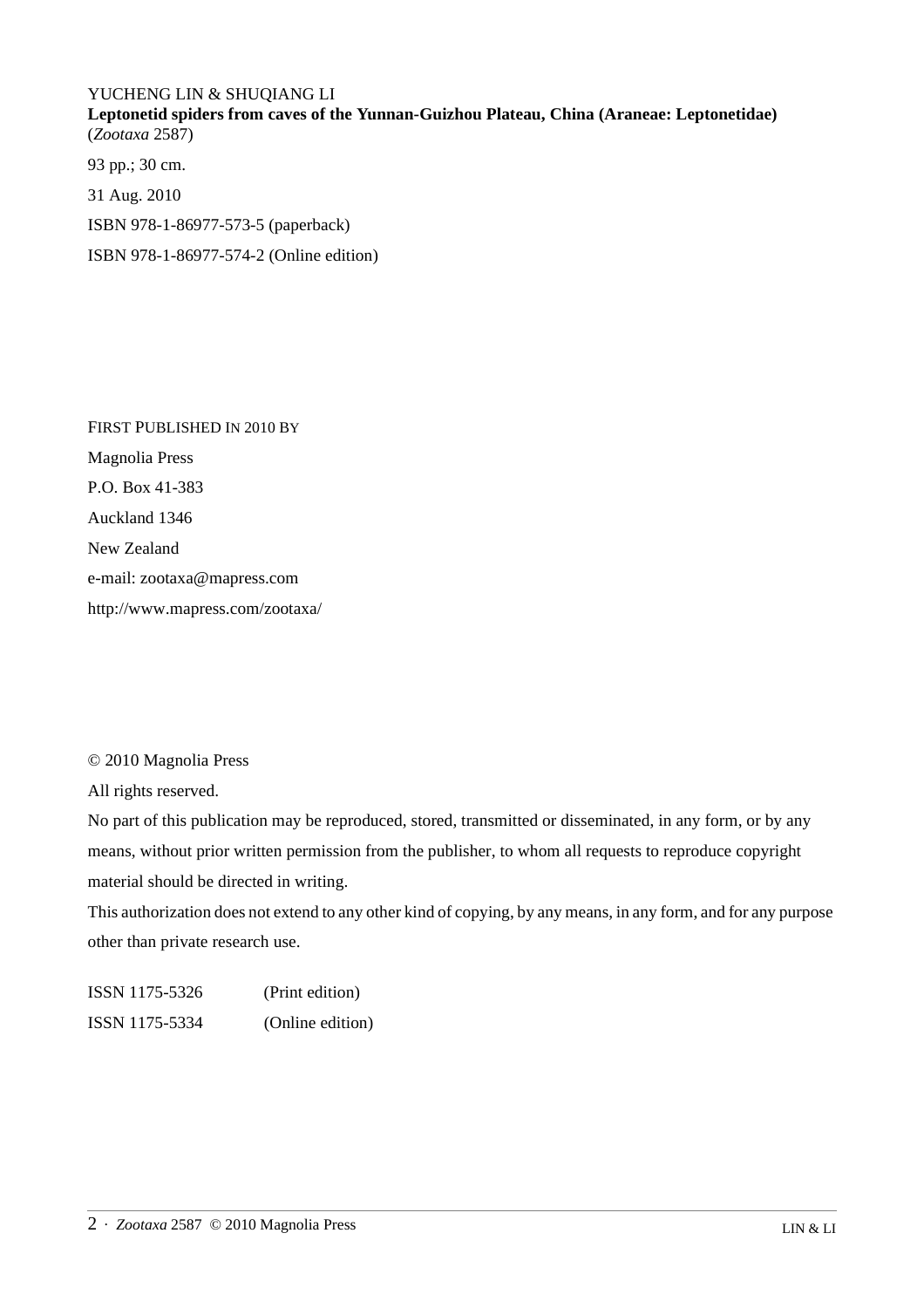YUCHENG LIN & SHUQIANG LI

**Leptonetid spiders from caves of the Yunnan-Guizhou Plateau, China (Araneae: Leptonetidae)**

(*Zootaxa* 2587)

93 pp.; 30 cm.

31 Aug. 2010

ISBN 978-1-86977-573-5 (paperback)

ISBN 978-1-86977-574-2 (Online edition)

FIRST PUBLISHED IN 2010 BY

Magnolia Press

P.O. Box 41-383

Auckland 1346

New Zealand

e-mail: zootaxa@mapress.com

http://www.mapress.com/zootaxa/

© 2010 Magnolia Press

All rights reserved.

No part of this publication may be reproduced, stored, transmitted or disseminated, in any form, or by any means, without prior written permission from the publisher, to whom all requests to reproduce copyright material should be directed in writing.

This authorization does not extend to any other kind of copying, by any means, in any form, and for any purpose other than private research use.

ISSN 1175-5326 (Print edition)

ISSN 1175-5334 (Online edition)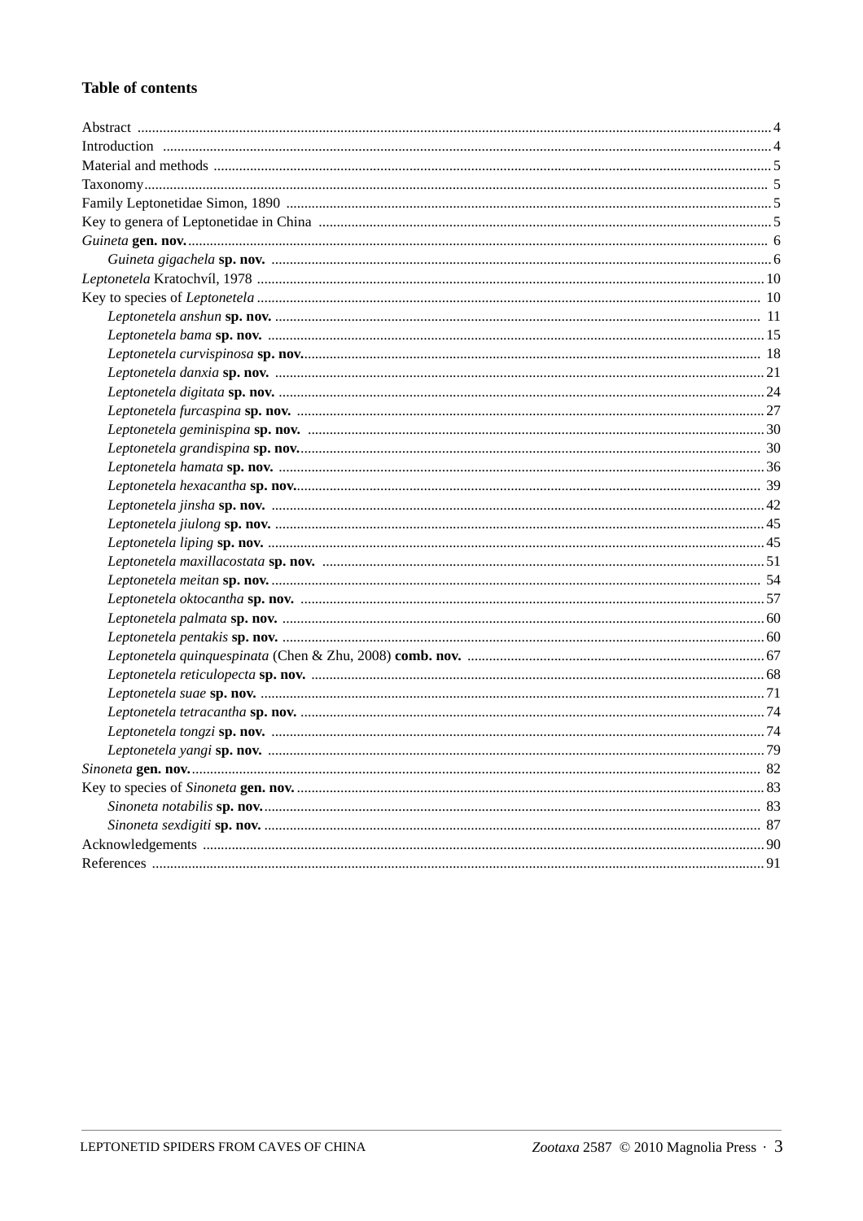## Table of contents

Abstract .......... 4
Introduction .......... 4
Material and methods .......... 5
Taxonomy .......... 5
Family Leptonetidae Simon, 1890 .......... 5
Key to genera of Leptonetidae in China .......... 5
*Guineta* **gen. nov.** .......... 6
  *Guineta gigachela* **sp. nov.** .......... 6
*Leptonetela* Kratochvíl, 1978 .......... 10
Key to species of *Leptonetela* .......... 10
  *Leptonetela anshun* **sp. nov.** .......... 11
  *Leptonetela bama* **sp. nov.** .......... 15
  *Leptonetela curvispinosa* **sp. nov.** .......... 18
  *Leptonetela danxia* **sp. nov.** .......... 21
  *Leptonetela digitata* **sp. nov.** .......... 24
  *Leptonetela furcaspina* **sp. nov.** .......... 27
  *Leptonetela geminispina* **sp. nov.** .......... 30
  *Leptonetela grandispina* **sp. nov.** .......... 30
  *Leptonetela hamata* **sp. nov.** .......... 36
  *Leptonetela hexacantha* **sp. nov.** .......... 39
  *Leptonetela jinsha* **sp. nov.** .......... 42
  *Leptonetela jiulong* **sp. nov.** .......... 45
  *Leptonetela liping* **sp. nov.** .......... 45
  *Leptonetela maxillacostata* **sp. nov.** .......... 51
  *Leptonetela meitan* **sp. nov.** .......... 54
  *Leptonetela oktocantha* **sp. nov.** .......... 57
  *Leptonetela palmata* **sp. nov.** .......... 60
  *Leptonetela pentakis* **sp. nov.** .......... 60
  *Leptonetela quinquespinata* (Chen & Zhu, 2008) **comb. nov.** .......... 67
  *Leptonetela reticulopecta* **sp. nov.** .......... 68
  *Leptonetela suae* **sp. nov.** .......... 71
  *Leptonetela tetracantha* **sp. nov.** .......... 74
  *Leptonetela tongzi* **sp. nov.** .......... 74
  *Leptonetela yangi* **sp. nov.** .......... 79
*Sinoneta* **gen. nov.** .......... 82
Key to species of *Sinoneta* **gen. nov.** .......... 83
  *Sinoneta notabilis* **sp. nov.** .......... 83
  *Sinoneta sexdigiti* **sp. nov.** .......... 87
Acknowledgements .......... 90
References .......... 91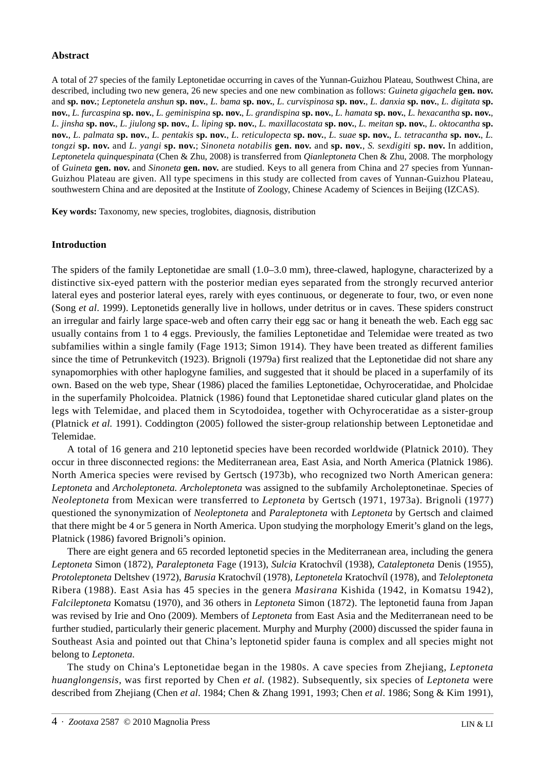### Abstract

A total of 27 species of the family Leptonetidae occurring in caves of the Yunnan-Guizhou Plateau, Southwest China, are described, including two new genera, 26 new species and one new combination as follows: *Guineta gigachela* **gen. nov.** and **sp. nov.**; *Leptonetela anshun* **sp. nov.**, *L. bama* **sp. nov.**, *L. curvispinosa* **sp. nov.**, *L. danxia* **sp. nov.**, *L. digitata* **sp. nov.**, *L. furcaspina* **sp. nov.**, *L. geminispina* **sp. nov.**, *L. grandispina* **sp. nov.**, *L. hamata* **sp. nov.**, *L. hexacantha* **sp. nov.**, *L. jinsha* **sp. nov.**, *L. jiulong* **sp. nov.**, *L. liping* **sp. nov.**, *L. maxillacostata* **sp. nov.**, *L. meitan* **sp. nov.**, *L. oktocantha* **sp. nov.**, *L. palmata* **sp. nov.**, *L. pentakis* **sp. nov.**, *L. reticulopecta* **sp. nov.**, *L. suae* **sp. nov.**, *L. tetracantha* **sp. nov.**, *L. tongzi* **sp. nov.** and *L. yangi* **sp. nov.**; *Sinoneta notabilis* **gen. nov.** and **sp. nov.**, *S. sexdigiti* **sp. nov.** In addition, *Leptonetela quinquespinata* (Chen & Zhu, 2008) is transferred from *Qianleptoneta* Chen & Zhu, 2008. The morphology of *Guineta* **gen. nov.** and *Sinoneta* **gen. nov.** are studied. Keys to all genera from China and 27 species from Yunnan-Guizhou Plateau are given. All type specimens in this study are collected from caves of Yunnan-Guizhou Plateau, southwestern China and are deposited at the Institute of Zoology, Chinese Academy of Sciences in Beijing (IZCAS).

**Key words:** Taxonomy, new species, troglobites, diagnosis, distribution

### Introduction

The spiders of the family Leptonetidae are small (1.0–3.0 mm), three-clawed, haplogyne, characterized by a distinctive six-eyed pattern with the posterior median eyes separated from the strongly recurved anterior lateral eyes and posterior lateral eyes, rarely with eyes continuous, or degenerate to four, two, or even none (Song *et al*. 1999). Leptonetids generally live in hollows, under detritus or in caves. These spiders construct an irregular and fairly large space-web and often carry their egg sac or hang it beneath the web. Each egg sac usually contains from 1 to 4 eggs. Previously, the families Leptonetidae and Telemidae were treated as two subfamilies within a single family (Fage 1913; Simon 1914). They have been treated as different families since the time of Petrunkevitch (1923). Brignoli (1979a) first realized that the Leptonetidae did not share any synapomorphies with other haplogyne families, and suggested that it should be placed in a superfamily of its own. Based on the web type, Shear (1986) placed the families Leptonetidae, Ochyroceratidae, and Pholcidae in the superfamily Pholcoidea. Platnick (1986) found that Leptonetidae shared cuticular gland plates on the legs with Telemidae, and placed them in Scytodoidea, together with Ochyroceratidae as a sister-group (Platnick *et al.* 1991). Coddington (2005) followed the sister-group relationship between Leptonetidae and Telemidae.

A total of 16 genera and 210 leptonetid species have been recorded worldwide (Platnick 2010). They occur in three disconnected regions: the Mediterranean area, East Asia, and North America (Platnick 1986). North America species were revised by Gertsch (1973b), who recognized two North American genera: *Leptoneta* and *Archoleptoneta. Archoleptoneta* was assigned to the subfamily Archoleptonetinae. Species of *Neoleptoneta* from Mexican were transferred to *Leptoneta* by Gertsch (1971, 1973a). Brignoli (1977) questioned the synonymization of *Neoleptoneta* and *Paraleptoneta* with *Leptoneta* by Gertsch and claimed that there might be 4 or 5 genera in North America. Upon studying the morphology Emerit's gland on the legs, Platnick (1986) favored Brignoli's opinion.

There are eight genera and 65 recorded leptonetid species in the Mediterranean area, including the genera *Leptoneta* Simon (1872), *Paraleptoneta* Fage (1913), *Sulcia* Kratochvíl (1938), *Cataleptoneta* Denis (1955), *Protoleptoneta* Deltshev (1972), *Barusia* Kratochvíl (1978), *Leptonetela* Kratochvíl (1978), and *Teloleptoneta* Ribera (1988). East Asia has 45 species in the genera *Masirana* Kishida (1942, in Komatsu 1942), *Falcileptoneta* Komatsu (1970), and 36 others in *Leptoneta* Simon (1872). The leptonetid fauna from Japan was revised by Irie and Ono (2009). Members of *Leptoneta* from East Asia and the Mediterranean need to be further studied, particularly their generic placement. Murphy and Murphy (2000) discussed the spider fauna in Southeast Asia and pointed out that China's leptonetid spider fauna is complex and all species might not belong to *Leptoneta.*

The study on China's Leptonetidae began in the 1980s. A cave species from Zhejiang, *Leptoneta huanglongensis*, was first reported by Chen *et al.* (1982). Subsequently, six species of *Leptoneta* were described from Zhejiang (Chen *et al*. 1984; Chen & Zhang 1991, 1993; Chen *et al*. 1986; Song & Kim 1991),